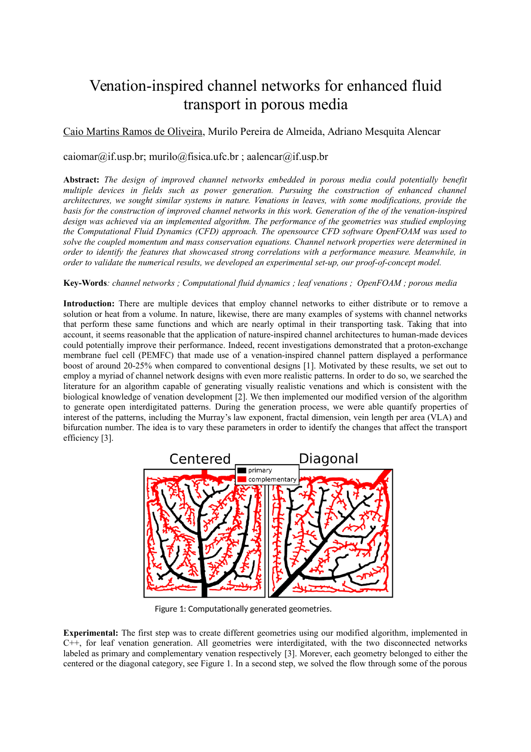# Venation-inspired channel networks for enhanced fluid transport in porous media

Caio Martins Ramos de Oliveira, Murilo Pereira de Almeida, Adriano Mesquita Alencar

caiomar@if.usp.br; murilo@fisica.ufc.br ; aalencar@if.usp.br

**Abstract:** *The design of improved channel networks embedded in porous media could potentially benefit multiple devices in fields such as power generation. Pursuing the construction of enhanced channel architectures, we sought similar systems in nature. Venations in leaves, with some modifications, provide the basis for the construction of improved channel networks in this work. Generation of the of the venation-inspired design was achieved via an implemented algorithm. The performance of the geometries was studied employing the Computational Fluid Dynamics (CFD) approach. The opensource CFD software OpenFOAM was used to solve the coupled momentum and mass conservation equations. Channel network properties were determined in order to identify the features that showcased strong correlations with a performance measure. Meanwhile, in order to validate the numerical results, we developed an experimental set-up, our proof-of-concept model.*

**Key-Words**: *channel networks ; Computational fluid dynamics ; leaf venations ; OpenFOAM ; porous media*

**Introduction:** There are multiple devices that employ channel networks to either distribute or to remove a solution or heat from a volume. In nature, likewise, there are many examples of systems with channel networks that perform these same functions and which are nearly optimal in their transporting task. Taking that into account, it seems reasonable that the application of nature-inspired channel architectures to human-made devices could potentially improve their performance. Indeed, recent investigations demonstrated that a proton-exchange membrane fuel cell (PEMFC) that made use of a venation-inspired channel pattern displayed a performance boost of around 20-25% when compared to conventional designs [1]. Motivated by these results, we set out to employ a myriad of channel network designs with even more realistic patterns. In order to do so, we searched the literature for an algorithm capable of generating visually realistic venations and which is consistent with the biological knowledge of venation development [2]. We then implemented our modified version of the algorithm to generate open interdigitated patterns. During the generation process, we were able quantify properties of interest of the patterns, including the Murray's law exponent, fractal dimension, vein length per area (VLA) and bifurcation number. The idea is to vary these parameters in order to identify the changes that affect the transport efficiency [3].

Figure 1: Computationally generated geometries.

**Experimental:** The first step was to create different geometries using our modified algorithm, implemented in C++, for leaf venation generation. All geometries were interdigitated, with the two disconnected networks labeled as primary and complementary venation respectively [3]. Morever, each geometry belonged to either the centered or the diagonal category, see Figure 1. In a second step, we solved the flow through some of the porous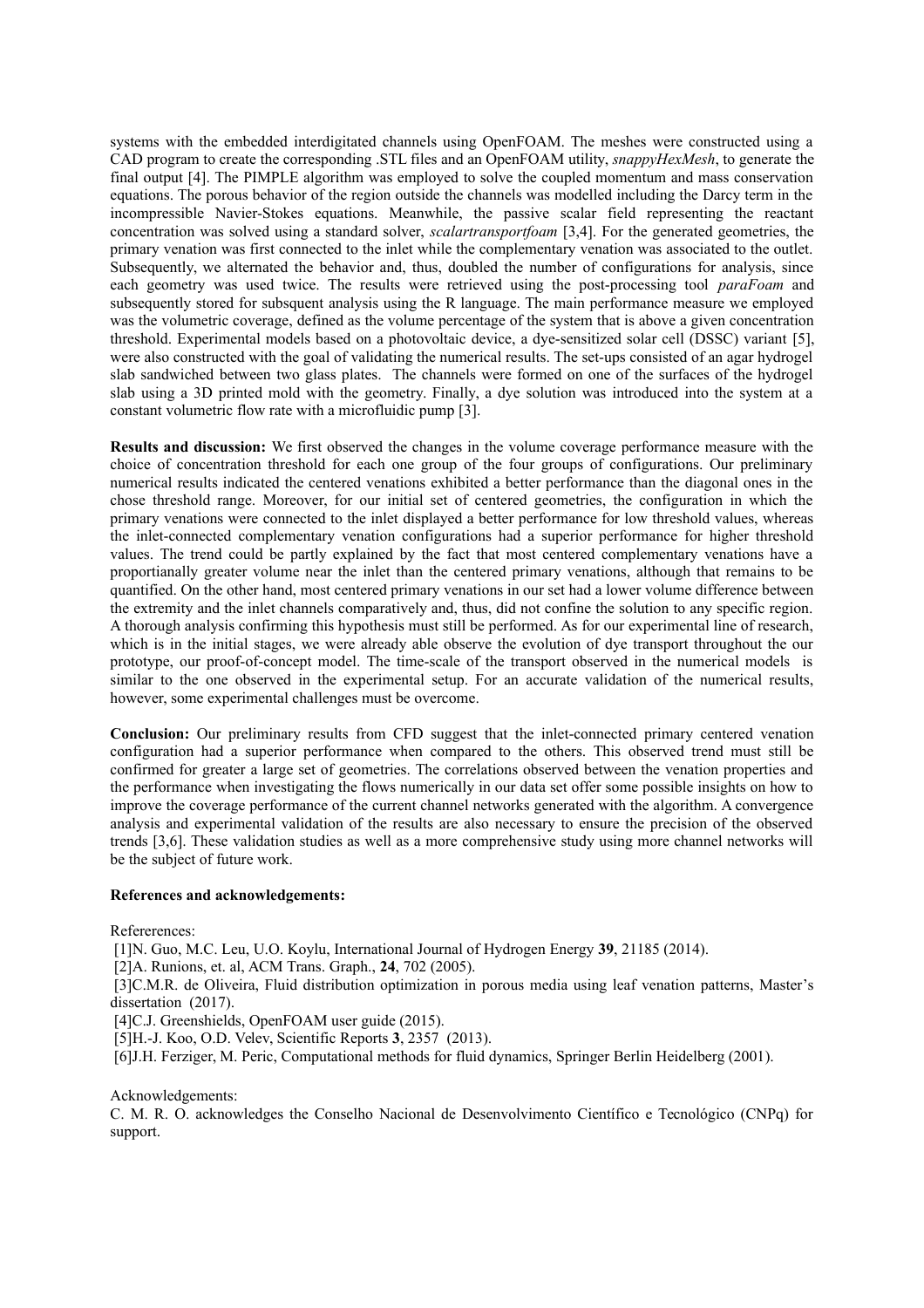systems with the embedded interdigitated channels using OpenFOAM. The meshes were constructed using a CAD program to create the corresponding .STL files and an OpenFOAM utility, *snappyHexMesh*, to generate the final output [4]. The PIMPLE algorithm was employed to solve the coupled momentum and mass conservation equations. The porous behavior of the region outside the channels was modelled including the Darcy term in the incompressible Navier-Stokes equations. Meanwhile, the passive scalar field representing the reactant concentration was solved using a standard solver, *scalartransportfoam* [3,4]. For the generated geometries, the primary venation was first connected to the inlet while the complementary venation was associated to the outlet. Subsequently, we alternated the behavior and, thus, doubled the number of configurations for analysis, since each geometry was used twice. The results were retrieved using the post-processing tool *paraFoam* and subsequently stored for subsquent analysis using the R language. The main performance measure we employed was the volumetric coverage, defined as the volume percentage of the system that is above a given concentration threshold. Experimental models based on a photovoltaic device, a dye-sensitized solar cell (DSSC) variant [5], were also constructed with the goal of validating the numerical results. The set-ups consisted of an agar hydrogel slab sandwiched between two glass plates. The channels were formed on one of the surfaces of the hydrogel slab using a 3D printed mold with the geometry. Finally, a dye solution was introduced into the system at a constant volumetric flow rate with a microfluidic pump [3].

**Results and discussion:** We first observed the changes in the volume coverage performance measure with the choice of concentration threshold for each one group of the four groups of configurations. Our preliminary numerical results indicated the centered venations exhibited a better performance than the diagonal ones in the chose threshold range. Moreover, for our initial set of centered geometries, the configuration in which the primary venations were connected to the inlet displayed a better performance for low threshold values, whereas the inlet-connected complementary venation configurations had a superior performance for higher threshold values. The trend could be partly explained by the fact that most centered complementary venations have a proportianally greater volume near the inlet than the centered primary venations, although that remains to be quantified. On the other hand, most centered primary venations in our set had a lower volume difference between the extremity and the inlet channels comparatively and, thus, did not confine the solution to any specific region. A thorough analysis confirming this hypothesis must still be performed. As for our experimental line of research, which is in the initial stages, we were already able observe the evolution of dye transport throughout the our prototype, our proof-of-concept model. The time-scale of the transport observed in the numerical models is similar to the one observed in the experimental setup. For an accurate validation of the numerical results, however, some experimental challenges must be overcome.

**Conclusion:** Our preliminary results from CFD suggest that the inlet-connected primary centered venation configuration had a superior performance when compared to the others. This observed trend must still be confirmed for greater a large set of geometries. The correlations observed between the venation properties and the performance when investigating the flows numerically in our data set offer some possible insights on how to improve the coverage performance of the current channel networks generated with the algorithm. A convergence analysis and experimental validation of the results are also necessary to ensure the precision of the observed trends [3,6]. These validation studies as well as a more comprehensive study using more channel networks will be the subject of future work.

**References and acknowledgements:**

Refererences:

[1]N. Guo, M.C. Leu, U.O. Koylu, International Journal of Hydrogen Energy **39**, 21185 (2014).

[2]A. Runions, et. al, ACM Trans. Graph., **24**, 702 (2005).

[3]C.M.R. de Oliveira, Fluid distribution optimization in porous media using leaf venation patterns, Master's dissertation (2017).

[4]C.J. Greenshields, OpenFOAM user guide (2015).

[5]H.-J. Koo, O.D. Velev, Scientific Reports **3**, 2357 (2013).

[6]J.H. Ferziger, M. Peric, Computational methods for fluid dynamics, Springer Berlin Heidelberg (2001).

Acknowledgements:

C. M. R. O. acknowledges the Conselho Nacional de Desenvolvimento Científico e Tecnológico (CNPq) for support.